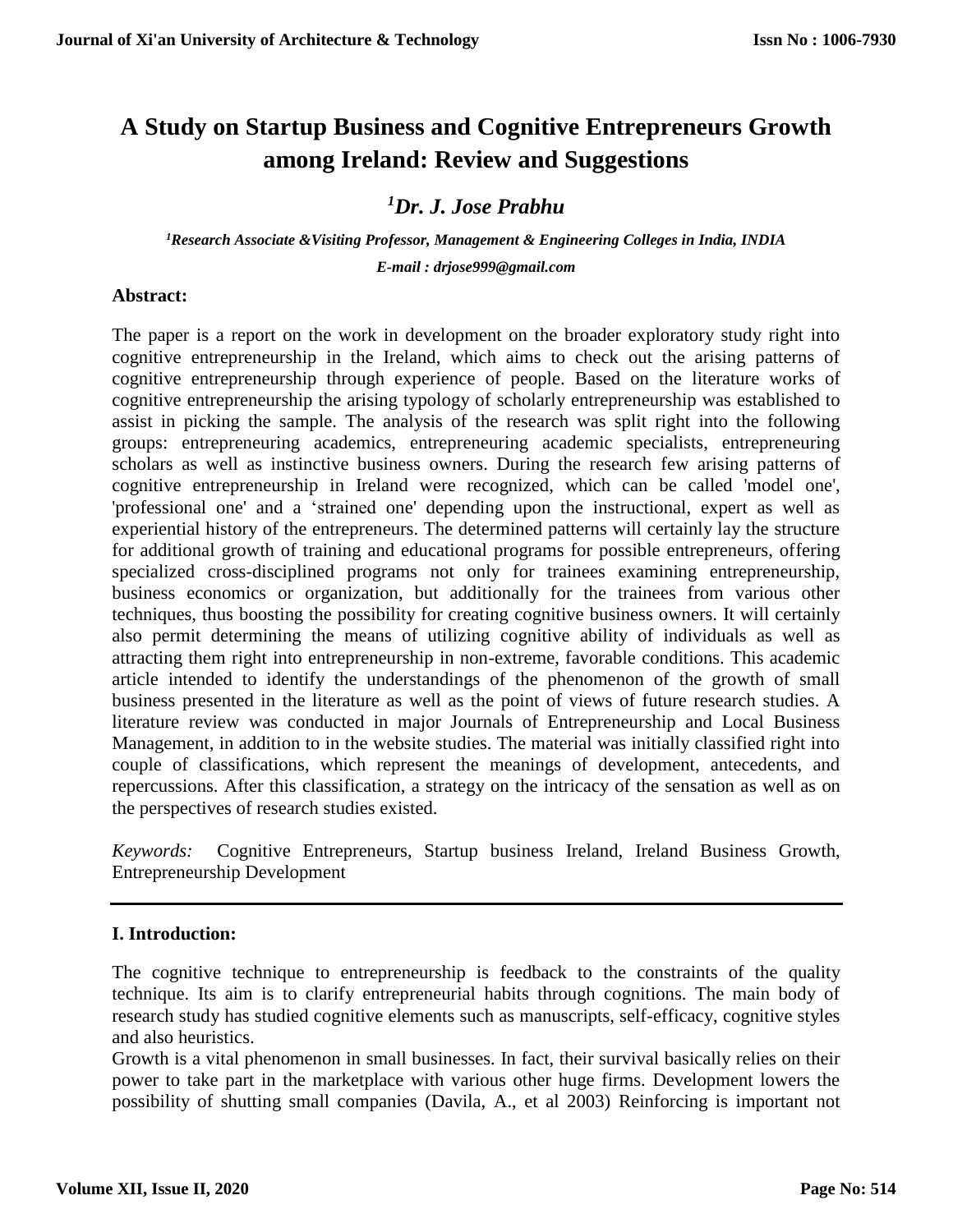# A Study on Startup Business and Cognitive Entrepreneurs Growth among Ireland: Review and Suggestions

### [1]*Dr. J. Jose Prabhu*

***[1]Research Associate &Visiting Professor, Management & Engineering Colleges in India, INDIA***

***E-mail : drjose999@gmail.com***

**Abstract:**

The paper is a report on the work in development on the broader exploratory study right into cognitive entrepreneurship in the Ireland, which aims to check out the arising patterns of cognitive entrepreneurship through experience of people. Based on the literature works of cognitive entrepreneurship the arising typology of scholarly entrepreneurship was established to assist in picking the sample. The analysis of the research was split right into the following groups: entrepreneuring academics, entrepreneuring academic specialists, entrepreneuring scholars as well as instinctive business owners. During the research few arising patterns of cognitive entrepreneurship in Ireland were recognized, which can be called 'model one', 'professional one' and a 'strained one' depending upon the instructional, expert as well as experiential history of the entrepreneurs. The determined patterns will certainly lay the structure for additional growth of training and educational programs for possible entrepreneurs, offering specialized cross-disciplined programs not only for trainees examining entrepreneurship, business economics or organization, but additionally for the trainees from various other techniques, thus boosting the possibility for creating cognitive business owners. It will certainly also permit determining the means of utilizing cognitive ability of individuals as well as attracting them right into entrepreneurship in non-extreme, favorable conditions. This academic article intended to identify the understandings of the phenomenon of the growth of small business presented in the literature as well as the point of views of future research studies. A literature review was conducted in major Journals of Entrepreneurship and Local Business Management, in addition to in the website studies. The material was initially classified right into couple of classifications, which represent the meanings of development, antecedents, and repercussions. After this classification, a strategy on the intricacy of the sensation as well as on the perspectives of research studies existed.

*Keywords:* Cognitive Entrepreneurs, Startup business Ireland, Ireland Business Growth, Entrepreneurship Development

---

## I. Introduction:

The cognitive technique to entrepreneurship is feedback to the constraints of the quality technique. Its aim is to clarify entrepreneurial habits through cognitions. The main body of research study has studied cognitive elements such as manuscripts, self-efficacy, cognitive styles and also heuristics.

Growth is a vital phenomenon in small businesses. In fact, their survival basically relies on their power to take part in the marketplace with various other huge firms. Development lowers the possibility of shutting small companies (Davila, A., et al 2003) Reinforcing is important not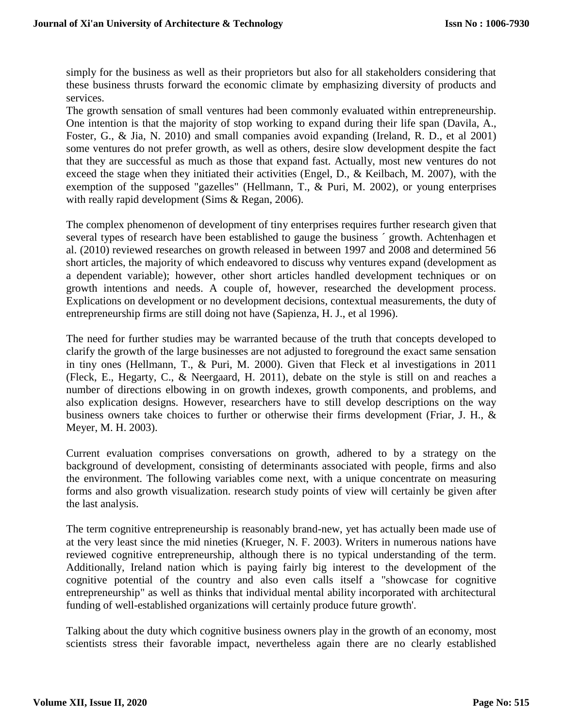simply for the business as well as their proprietors but also for all stakeholders considering that these business thrusts forward the economic climate by emphasizing diversity of products and services.
The growth sensation of small ventures had been commonly evaluated within entrepreneurship. One intention is that the majority of stop working to expand during their life span (Davila, A., Foster, G., & Jia, N. 2010) and small companies avoid expanding (Ireland, R. D., et al 2001) some ventures do not prefer growth, as well as others, desire slow development despite the fact that they are successful as much as those that expand fast. Actually, most new ventures do not exceed the stage when they initiated their activities (Engel, D., & Keilbach, M. 2007), with the exemption of the supposed "gazelles" (Hellmann, T., & Puri, M. 2002), or young enterprises with really rapid development (Sims & Regan, 2006).

The complex phenomenon of development of tiny enterprises requires further research given that several types of research have been established to gauge the business ´ growth. Achtenhagen et al. (2010) reviewed researches on growth released in between 1997 and 2008 and determined 56 short articles, the majority of which endeavored to discuss why ventures expand (development as a dependent variable); however, other short articles handled development techniques or on growth intentions and needs. A couple of, however, researched the development process. Explications on development or no development decisions, contextual measurements, the duty of entrepreneurship firms are still doing not have (Sapienza, H. J., et al 1996).

The need for further studies may be warranted because of the truth that concepts developed to clarify the growth of the large businesses are not adjusted to foreground the exact same sensation in tiny ones (Hellmann, T., & Puri, M. 2000). Given that Fleck et al investigations in 2011 (Fleck, E., Hegarty, C., & Neergaard, H. 2011), debate on the style is still on and reaches a number of directions elbowing in on growth indexes, growth components, and problems, and also explication designs. However, researchers have to still develop descriptions on the way business owners take choices to further or otherwise their firms development (Friar, J. H., & Meyer, M. H. 2003).

Current evaluation comprises conversations on growth, adhered to by a strategy on the background of development, consisting of determinants associated with people, firms and also the environment. The following variables come next, with a unique concentrate on measuring forms and also growth visualization. research study points of view will certainly be given after the last analysis.

The term cognitive entrepreneurship is reasonably brand-new, yet has actually been made use of at the very least since the mid nineties (Krueger, N. F. 2003). Writers in numerous nations have reviewed cognitive entrepreneurship, although there is no typical understanding of the term. Additionally, Ireland nation which is paying fairly big interest to the development of the cognitive potential of the country and also even calls itself a "showcase for cognitive entrepreneurship" as well as thinks that individual mental ability incorporated with architectural funding of well-established organizations will certainly produce future growth'.

Talking about the duty which cognitive business owners play in the growth of an economy, most scientists stress their favorable impact, nevertheless again there are no clearly established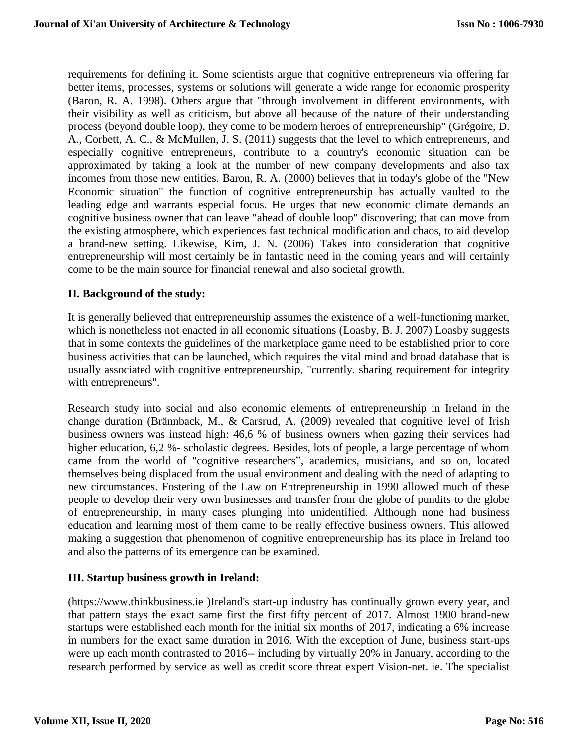requirements for defining it. Some scientists argue that cognitive entrepreneurs via offering far better items, processes, systems or solutions will generate a wide range for economic prosperity (Baron, R. A. 1998). Others argue that "through involvement in different environments, with their visibility as well as criticism, but above all because of the nature of their understanding process (beyond double loop), they come to be modern heroes of entrepreneurship" (Grégoire, D. A., Corbett, A. C., & McMullen, J. S. (2011) suggests that the level to which entrepreneurs, and especially cognitive entrepreneurs, contribute to a country's economic situation can be approximated by taking a look at the number of new company developments and also tax incomes from those new entities. Baron, R. A. (2000) believes that in today's globe of the "New Economic situation" the function of cognitive entrepreneurship has actually vaulted to the leading edge and warrants especial focus. He urges that new economic climate demands an cognitive business owner that can leave "ahead of double loop" discovering; that can move from the existing atmosphere, which experiences fast technical modification and chaos, to aid develop a brand-new setting. Likewise, Kim, J. N. (2006) Takes into consideration that cognitive entrepreneurship will most certainly be in fantastic need in the coming years and will certainly come to be the main source for financial renewal and also societal growth.

## II. Background of the study:

It is generally believed that entrepreneurship assumes the existence of a well-functioning market, which is nonetheless not enacted in all economic situations (Loasby, B. J. 2007) Loasby suggests that in some contexts the guidelines of the marketplace game need to be established prior to core business activities that can be launched, which requires the vital mind and broad database that is usually associated with cognitive entrepreneurship, "currently. sharing requirement for integrity with entrepreneurs".

Research study into social and also economic elements of entrepreneurship in Ireland in the change duration (Brännback, M., & Carsrud, A. (2009) revealed that cognitive level of Irish business owners was instead high: 46,6 % of business owners when gazing their services had higher education, 6,2 %- scholastic degrees. Besides, lots of people, a large percentage of whom came from the world of "cognitive researchers", academics, musicians, and so on, located themselves being displaced from the usual environment and dealing with the need of adapting to new circumstances. Fostering of the Law on Entrepreneurship in 1990 allowed much of these people to develop their very own businesses and transfer from the globe of pundits to the globe of entrepreneurship, in many cases plunging into unidentified. Although none had business education and learning most of them came to be really effective business owners. This allowed making a suggestion that phenomenon of cognitive entrepreneurship has its place in Ireland too and also the patterns of its emergence can be examined.

## III. Startup business growth in Ireland:

(https://www.thinkbusiness.ie )Ireland's start-up industry has continually grown every year, and that pattern stays the exact same first the first fifty percent of 2017. Almost 1900 brand-new startups were established each month for the initial six months of 2017, indicating a 6% increase in numbers for the exact same duration in 2016. With the exception of June, business start-ups were up each month contrasted to 2016-- including by virtually 20% in January, according to the research performed by service as well as credit score threat expert Vision-net. ie. The specialist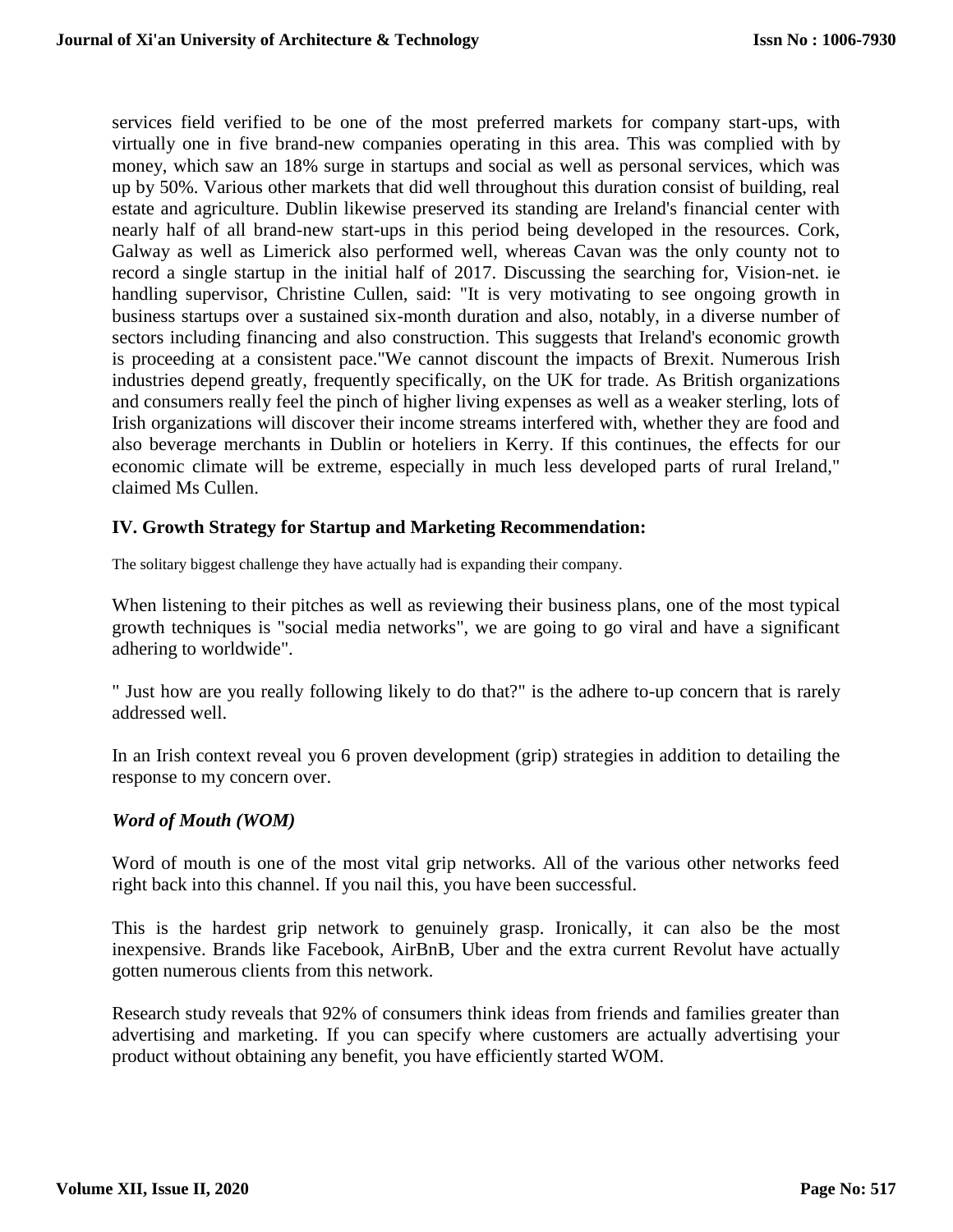services field verified to be one of the most preferred markets for company start-ups, with virtually one in five brand-new companies operating in this area. This was complied with by money, which saw an 18% surge in startups and social as well as personal services, which was up by 50%. Various other markets that did well throughout this duration consist of building, real estate and agriculture. Dublin likewise preserved its standing are Ireland's financial center with nearly half of all brand-new start-ups in this period being developed in the resources. Cork, Galway as well as Limerick also performed well, whereas Cavan was the only county not to record a single startup in the initial half of 2017. Discussing the searching for, Vision-net. ie handling supervisor, Christine Cullen, said: "It is very motivating to see ongoing growth in business startups over a sustained six-month duration and also, notably, in a diverse number of sectors including financing and also construction. This suggests that Ireland's economic growth is proceeding at a consistent pace."We cannot discount the impacts of Brexit. Numerous Irish industries depend greatly, frequently specifically, on the UK for trade. As British organizations and consumers really feel the pinch of higher living expenses as well as a weaker sterling, lots of Irish organizations will discover their income streams interfered with, whether they are food and also beverage merchants in Dublin or hoteliers in Kerry. If this continues, the effects for our economic climate will be extreme, especially in much less developed parts of rural Ireland," claimed Ms Cullen.

## IV. Growth Strategy for Startup and Marketing Recommendation:

The solitary biggest challenge they have actually had is expanding their company.

When listening to their pitches as well as reviewing their business plans, one of the most typical growth techniques is "social media networks", we are going to go viral and have a significant adhering to worldwide".

" Just how are you really following likely to do that?" is the adhere to-up concern that is rarely addressed well.

In an Irish context reveal you 6 proven development (grip) strategies in addition to detailing the response to my concern over.

### *Word of Mouth (WOM)*

Word of mouth is one of the most vital grip networks. All of the various other networks feed right back into this channel. If you nail this, you have been successful.

This is the hardest grip network to genuinely grasp. Ironically, it can also be the most inexpensive. Brands like Facebook, AirBnB, Uber and the extra current Revolut have actually gotten numerous clients from this network.

Research study reveals that 92% of consumers think ideas from friends and families greater than advertising and marketing. If you can specify where customers are actually advertising your product without obtaining any benefit, you have efficiently started WOM.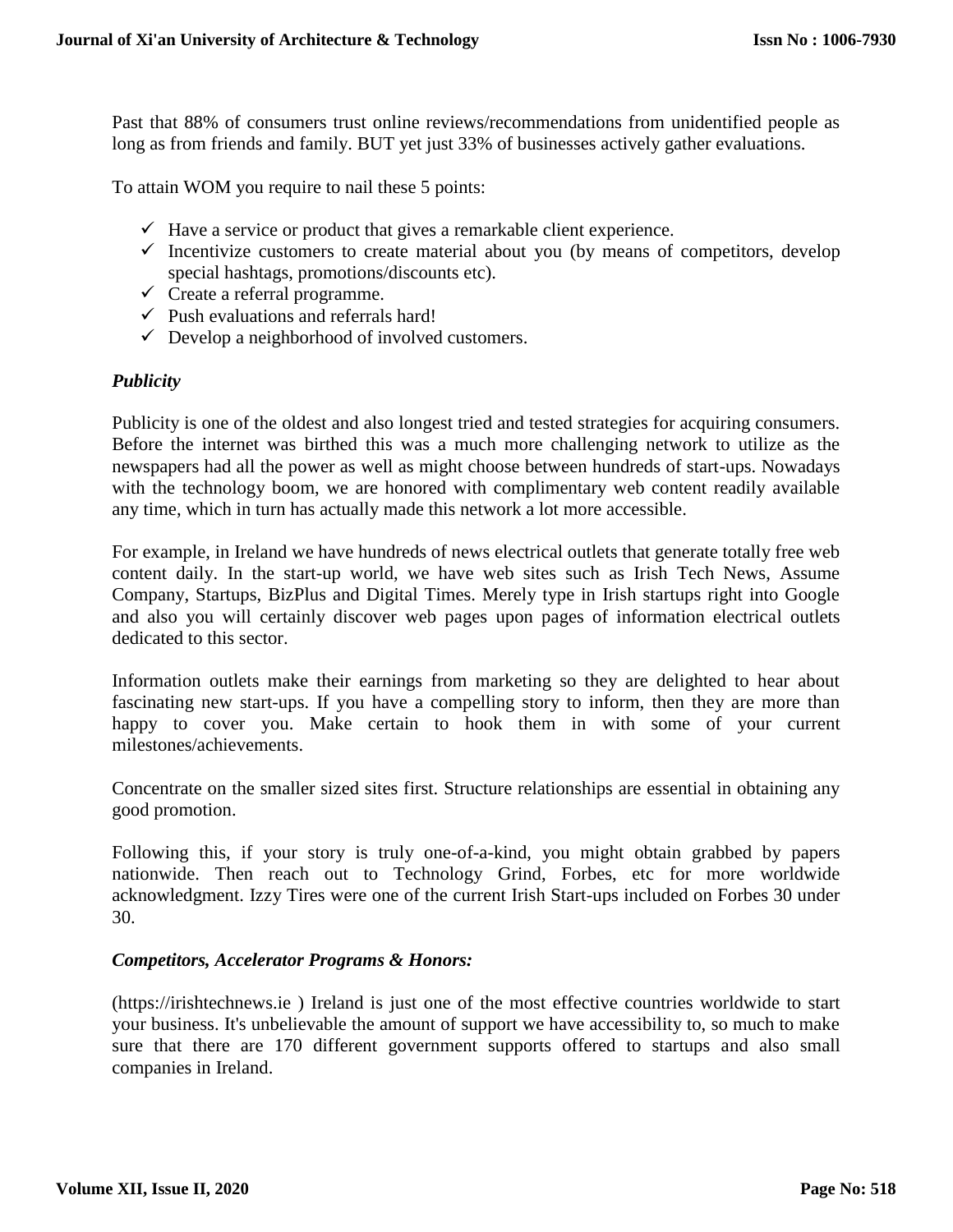Past that 88% of consumers trust online reviews/recommendations from unidentified people as long as from friends and family. BUT yet just 33% of businesses actively gather evaluations.

To attain WOM you require to nail these 5 points:

- ✓ Have a service or product that gives a remarkable client experience.
- ✓ Incentivize customers to create material about you (by means of competitors, develop special hashtags, promotions/discounts etc).
- ✓ Create a referral programme.
- ✓ Push evaluations and referrals hard!
- ✓ Develop a neighborhood of involved customers.

### *Publicity*

Publicity is one of the oldest and also longest tried and tested strategies for acquiring consumers. Before the internet was birthed this was a much more challenging network to utilize as the newspapers had all the power as well as might choose between hundreds of start-ups. Nowadays with the technology boom, we are honored with complimentary web content readily available any time, which in turn has actually made this network a lot more accessible.

For example, in Ireland we have hundreds of news electrical outlets that generate totally free web content daily. In the start-up world, we have web sites such as Irish Tech News, Assume Company, Startups, BizPlus and Digital Times. Merely type in Irish startups right into Google and also you will certainly discover web pages upon pages of information electrical outlets dedicated to this sector.

Information outlets make their earnings from marketing so they are delighted to hear about fascinating new start-ups. If you have a compelling story to inform, then they are more than happy to cover you. Make certain to hook them in with some of your current milestones/achievements.

Concentrate on the smaller sized sites first. Structure relationships are essential in obtaining any good promotion.

Following this, if your story is truly one-of-a-kind, you might obtain grabbed by papers nationwide. Then reach out to Technology Grind, Forbes, etc for more worldwide acknowledgment. Izzy Tires were one of the current Irish Start-ups included on Forbes 30 under 30.

### *Competitors, Accelerator Programs & Honors:*

(https://irishtechnews.ie ) Ireland is just one of the most effective countries worldwide to start your business. It's unbelievable the amount of support we have accessibility to, so much to make sure that there are 170 different government supports offered to startups and also small companies in Ireland.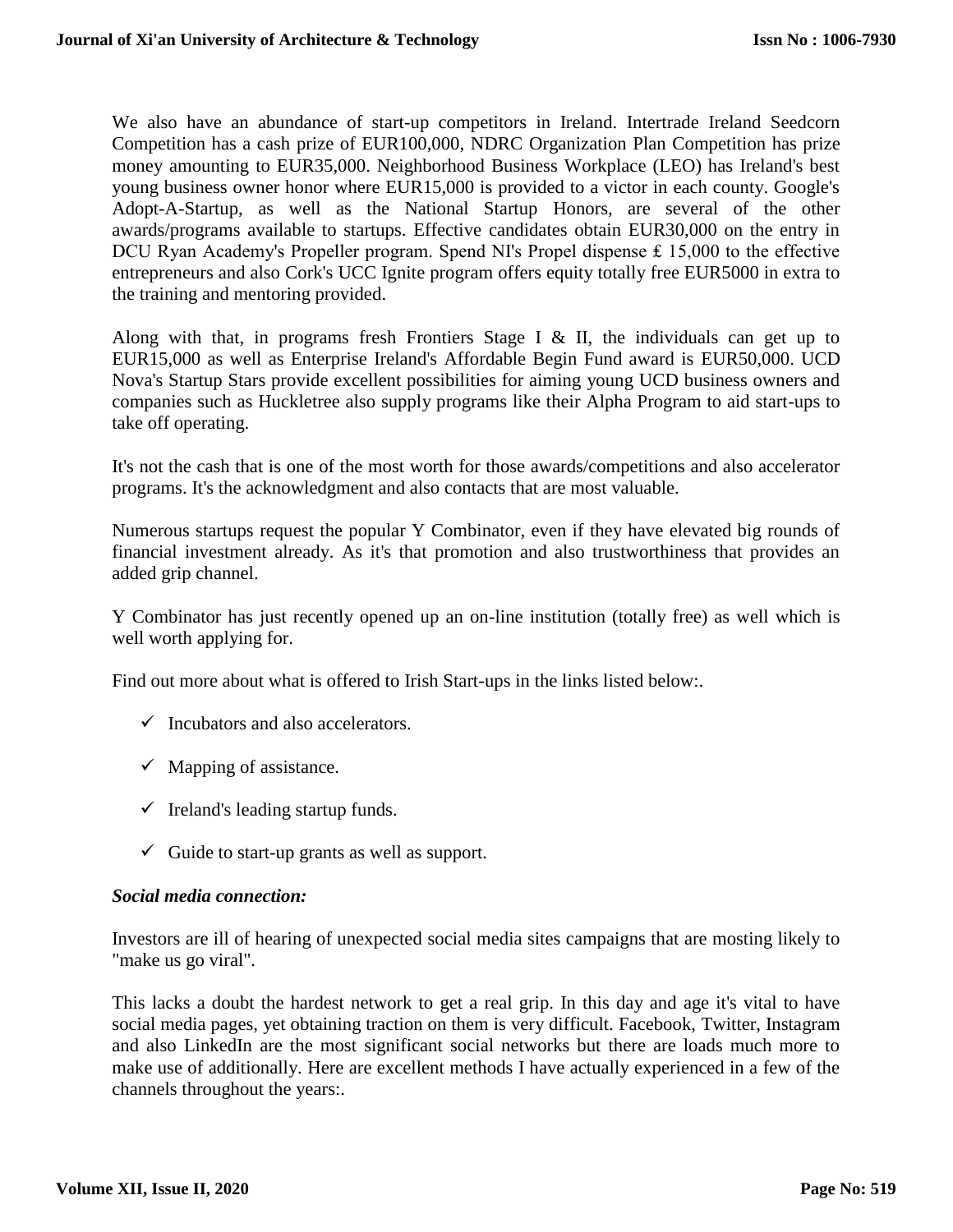We also have an abundance of start-up competitors in Ireland. Intertrade Ireland Seedcorn Competition has a cash prize of EUR100,000, NDRC Organization Plan Competition has prize money amounting to EUR35,000. Neighborhood Business Workplace (LEO) has Ireland's best young business owner honor where EUR15,000 is provided to a victor in each county. Google's Adopt-A-Startup, as well as the National Startup Honors, are several of the other awards/programs available to startups. Effective candidates obtain EUR30,000 on the entry in DCU Ryan Academy's Propeller program. Spend NI's Propel dispense ₤ 15,000 to the effective entrepreneurs and also Cork's UCC Ignite program offers equity totally free EUR5000 in extra to the training and mentoring provided.

Along with that, in programs fresh Frontiers Stage I & II, the individuals can get up to EUR15,000 as well as Enterprise Ireland's Affordable Begin Fund award is EUR50,000. UCD Nova's Startup Stars provide excellent possibilities for aiming young UCD business owners and companies such as Huckletree also supply programs like their Alpha Program to aid start-ups to take off operating.

It's not the cash that is one of the most worth for those awards/competitions and also accelerator programs. It's the acknowledgment and also contacts that are most valuable.

Numerous startups request the popular Y Combinator, even if they have elevated big rounds of financial investment already. As it's that promotion and also trustworthiness that provides an added grip channel.

Y Combinator has just recently opened up an on-line institution (totally free) as well which is well worth applying for.

Find out more about what is offered to Irish Start-ups in the links listed below:.

- ✓ Incubators and also accelerators.
- ✓ Mapping of assistance.
- ✓ Ireland's leading startup funds.
- ✓ Guide to start-up grants as well as support.

***Social media connection:***

Investors are ill of hearing of unexpected social media sites campaigns that are mosting likely to "make us go viral".

This lacks a doubt the hardest network to get a real grip. In this day and age it's vital to have social media pages, yet obtaining traction on them is very difficult. Facebook, Twitter, Instagram and also LinkedIn are the most significant social networks but there are loads much more to make use of additionally. Here are excellent methods I have actually experienced in a few of the channels throughout the years:.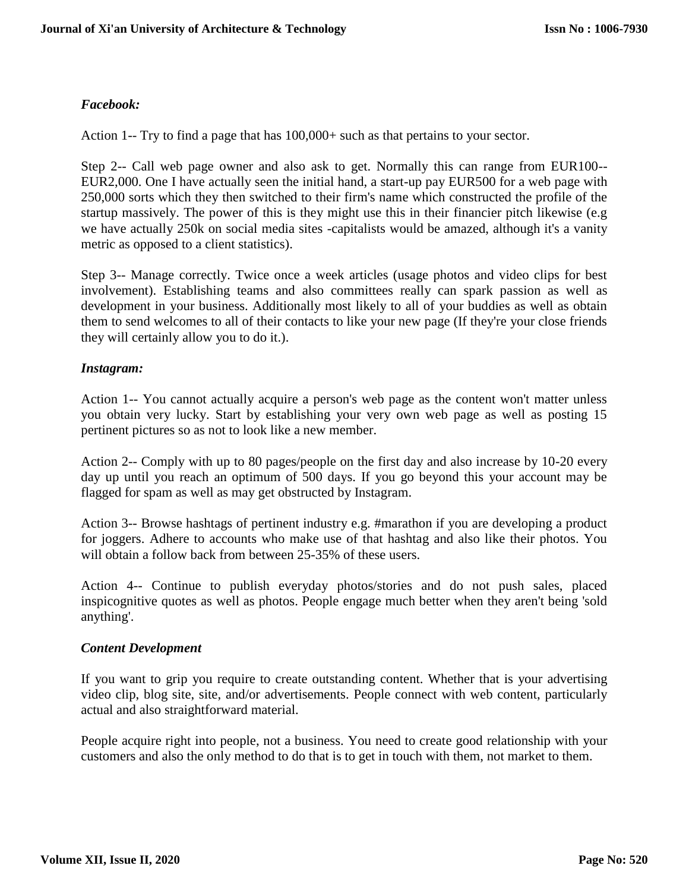*Facebook:*

Action 1-- Try to find a page that has 100,000+ such as that pertains to your sector.

Step 2-- Call web page owner and also ask to get. Normally this can range from EUR100--EUR2,000. One I have actually seen the initial hand, a start-up pay EUR500 for a web page with 250,000 sorts which they then switched to their firm's name which constructed the profile of the startup massively. The power of this is they might use this in their financier pitch likewise (e.g we have actually 250k on social media sites -capitalists would be amazed, although it's a vanity metric as opposed to a client statistics).

Step 3-- Manage correctly. Twice once a week articles (usage photos and video clips for best involvement). Establishing teams and also committees really can spark passion as well as development in your business. Additionally most likely to all of your buddies as well as obtain them to send welcomes to all of their contacts to like your new page (If they're your close friends they will certainly allow you to do it.).

*Instagram:*

Action 1-- You cannot actually acquire a person's web page as the content won't matter unless you obtain very lucky. Start by establishing your very own web page as well as posting 15 pertinent pictures so as not to look like a new member.

Action 2-- Comply with up to 80 pages/people on the first day and also increase by 10-20 every day up until you reach an optimum of 500 days. If you go beyond this your account may be flagged for spam as well as may get obstructed by Instagram.

Action 3-- Browse hashtags of pertinent industry e.g. #marathon if you are developing a product for joggers. Adhere to accounts who make use of that hashtag and also like their photos. You will obtain a follow back from between 25-35% of these users.

Action 4-- Continue to publish everyday photos/stories and do not push sales, placed inspicognitive quotes as well as photos. People engage much better when they aren't being 'sold anything'.

*Content Development*

If you want to grip you require to create outstanding content. Whether that is your advertising video clip, blog site, site, and/or advertisements. People connect with web content, particularly actual and also straightforward material.

People acquire right into people, not a business. You need to create good relationship with your customers and also the only method to do that is to get in touch with them, not market to them.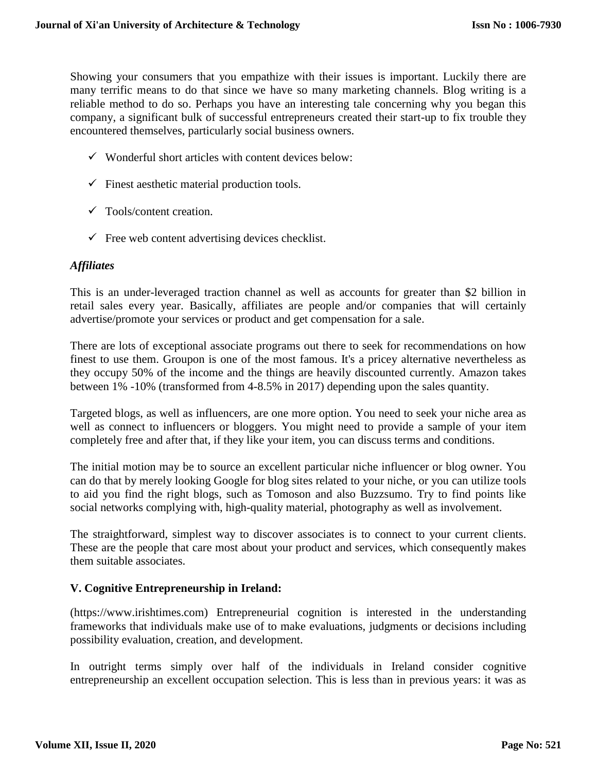Showing your consumers that you empathize with their issues is important. Luckily there are many terrific means to do that since we have so many marketing channels. Blog writing is a reliable method to do so. Perhaps you have an interesting tale concerning why you began this company, a significant bulk of successful entrepreneurs created their start-up to fix trouble they encountered themselves, particularly social business owners.

- ✓ Wonderful short articles with content devices below:
- ✓ Finest aesthetic material production tools.
- ✓ Tools/content creation.
- ✓ Free web content advertising devices checklist.

### *Affiliates*

This is an under-leveraged traction channel as well as accounts for greater than $2 billion in retail sales every year. Basically, affiliates are people and/or companies that will certainly advertise/promote your services or product and get compensation for a sale.

There are lots of exceptional associate programs out there to seek for recommendations on how finest to use them. Groupon is one of the most famous. It's a pricey alternative nevertheless as they occupy 50% of the income and the things are heavily discounted currently. Amazon takes between 1% -10% (transformed from 4-8.5% in 2017) depending upon the sales quantity.

Targeted blogs, as well as influencers, are one more option. You need to seek your niche area as well as connect to influencers or bloggers. You might need to provide a sample of your item completely free and after that, if they like your item, you can discuss terms and conditions.

The initial motion may be to source an excellent particular niche influencer or blog owner. You can do that by merely looking Google for blog sites related to your niche, or you can utilize tools to aid you find the right blogs, such as Tomoson and also Buzzsumo. Try to find points like social networks complying with, high-quality material, photography as well as involvement.

The straightforward, simplest way to discover associates is to connect to your current clients. These are the people that care most about your product and services, which consequently makes them suitable associates.

## V. Cognitive Entrepreneurship in Ireland:

(https://www.irishtimes.com) Entrepreneurial cognition is interested in the understanding frameworks that individuals make use of to make evaluations, judgments or decisions including possibility evaluation, creation, and development.

In outright terms simply over half of the individuals in Ireland consider cognitive entrepreneurship an excellent occupation selection. This is less than in previous years: it was as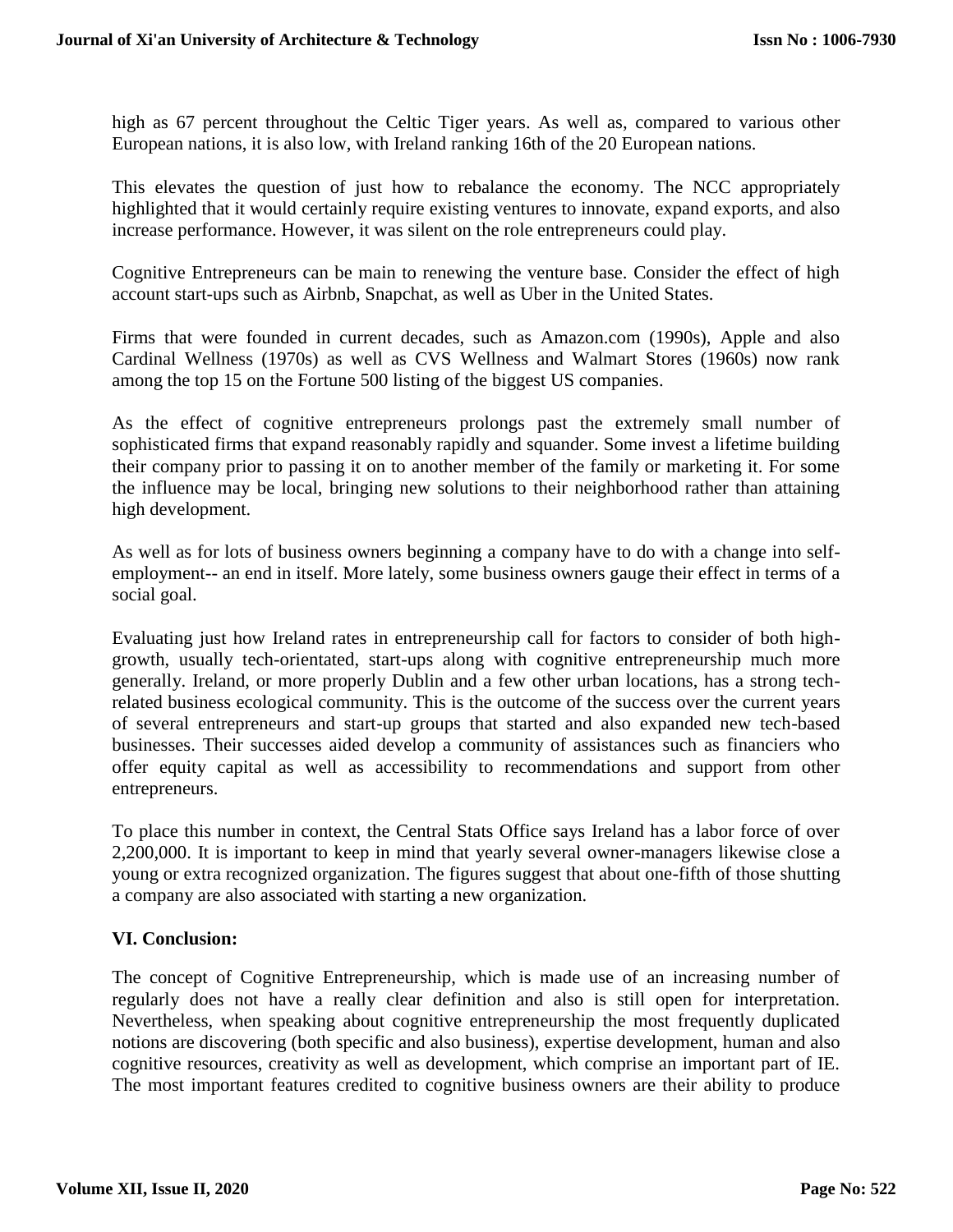high as 67 percent throughout the Celtic Tiger years. As well as, compared to various other European nations, it is also low, with Ireland ranking 16th of the 20 European nations.

This elevates the question of just how to rebalance the economy. The NCC appropriately highlighted that it would certainly require existing ventures to innovate, expand exports, and also increase performance. However, it was silent on the role entrepreneurs could play.

Cognitive Entrepreneurs can be main to renewing the venture base. Consider the effect of high account start-ups such as Airbnb, Snapchat, as well as Uber in the United States.

Firms that were founded in current decades, such as Amazon.com (1990s), Apple and also Cardinal Wellness (1970s) as well as CVS Wellness and Walmart Stores (1960s) now rank among the top 15 on the Fortune 500 listing of the biggest US companies.

As the effect of cognitive entrepreneurs prolongs past the extremely small number of sophisticated firms that expand reasonably rapidly and squander. Some invest a lifetime building their company prior to passing it on to another member of the family or marketing it. For some the influence may be local, bringing new solutions to their neighborhood rather than attaining high development.

As well as for lots of business owners beginning a company have to do with a change into self-employment-- an end in itself. More lately, some business owners gauge their effect in terms of a social goal.

Evaluating just how Ireland rates in entrepreneurship call for factors to consider of both high-growth, usually tech-orientated, start-ups along with cognitive entrepreneurship much more generally. Ireland, or more properly Dublin and a few other urban locations, has a strong tech-related business ecological community. This is the outcome of the success over the current years of several entrepreneurs and start-up groups that started and also expanded new tech-based businesses. Their successes aided develop a community of assistances such as financiers who offer equity capital as well as accessibility to recommendations and support from other entrepreneurs.

To place this number in context, the Central Stats Office says Ireland has a labor force of over 2,200,000. It is important to keep in mind that yearly several owner-managers likewise close a young or extra recognized organization. The figures suggest that about one-fifth of those shutting a company are also associated with starting a new organization.

## VI. Conclusion:

The concept of Cognitive Entrepreneurship, which is made use of an increasing number of regularly does not have a really clear definition and also is still open for interpretation. Nevertheless, when speaking about cognitive entrepreneurship the most frequently duplicated notions are discovering (both specific and also business), expertise development, human and also cognitive resources, creativity as well as development, which comprise an important part of IE. The most important features credited to cognitive business owners are their ability to produce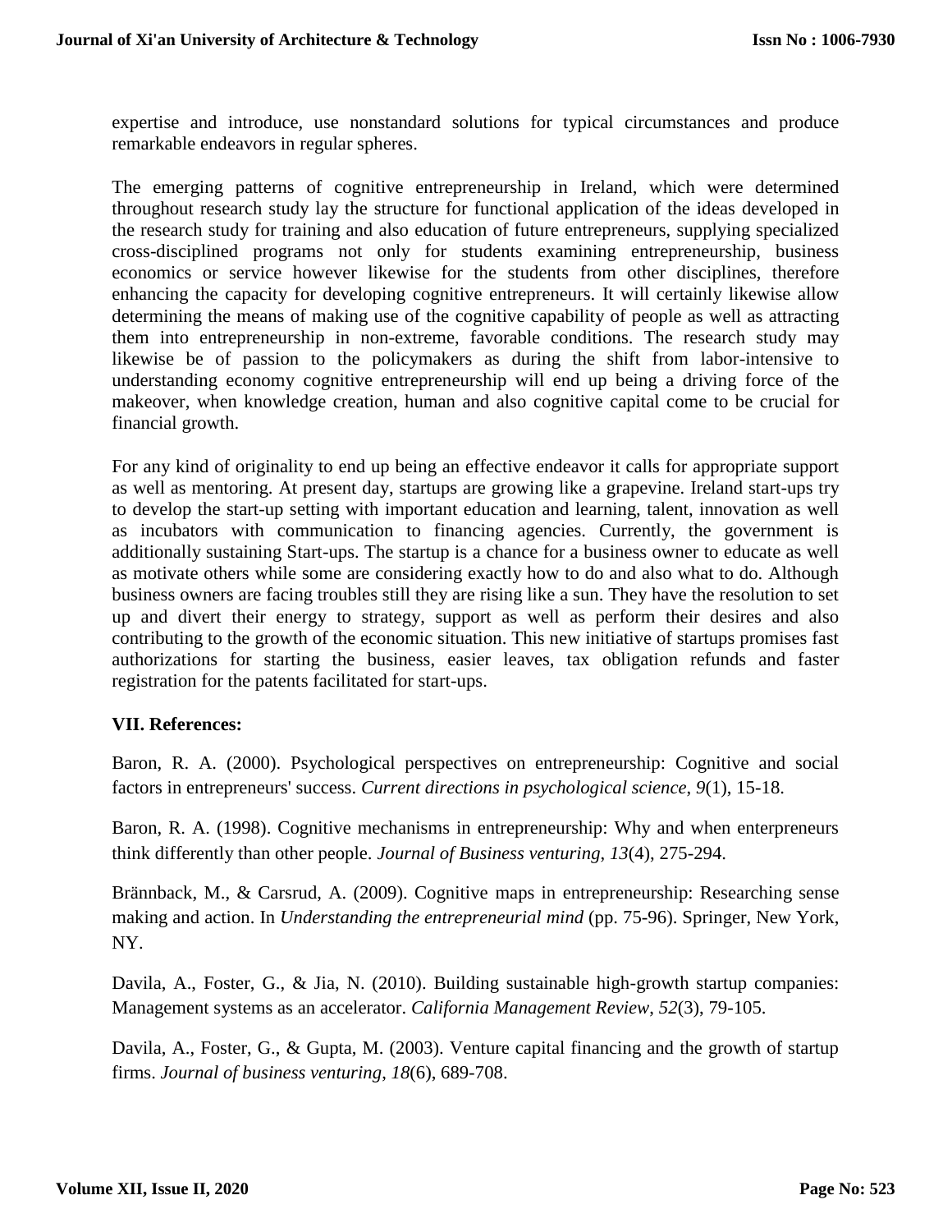expertise and introduce, use nonstandard solutions for typical circumstances and produce remarkable endeavors in regular spheres.

The emerging patterns of cognitive entrepreneurship in Ireland, which were determined throughout research study lay the structure for functional application of the ideas developed in the research study for training and also education of future entrepreneurs, supplying specialized cross-disciplined programs not only for students examining entrepreneurship, business economics or service however likewise for the students from other disciplines, therefore enhancing the capacity for developing cognitive entrepreneurs. It will certainly likewise allow determining the means of making use of the cognitive capability of people as well as attracting them into entrepreneurship in non-extreme, favorable conditions. The research study may likewise be of passion to the policymakers as during the shift from labor-intensive to understanding economy cognitive entrepreneurship will end up being a driving force of the makeover, when knowledge creation, human and also cognitive capital come to be crucial for financial growth.

For any kind of originality to end up being an effective endeavor it calls for appropriate support as well as mentoring. At present day, startups are growing like a grapevine. Ireland start-ups try to develop the start-up setting with important education and learning, talent, innovation as well as incubators with communication to financing agencies. Currently, the government is additionally sustaining Start-ups. The startup is a chance for a business owner to educate as well as motivate others while some are considering exactly how to do and also what to do. Although business owners are facing troubles still they are rising like a sun. They have the resolution to set up and divert their energy to strategy, support as well as perform their desires and also contributing to the growth of the economic situation. This new initiative of startups promises fast authorizations for starting the business, easier leaves, tax obligation refunds and faster registration for the patents facilitated for start-ups.

## VII. References:

Baron, R. A. (2000). Psychological perspectives on entrepreneurship: Cognitive and social factors in entrepreneurs' success. *Current directions in psychological science*, *9*(1), 15-18.

Baron, R. A. (1998). Cognitive mechanisms in entrepreneurship: Why and when enterpreneurs think differently than other people. *Journal of Business venturing*, *13*(4), 275-294.

Brännback, M., & Carsrud, A. (2009). Cognitive maps in entrepreneurship: Researching sense making and action. In *Understanding the entrepreneurial mind* (pp. 75-96). Springer, New York, NY.

Davila, A., Foster, G., & Jia, N. (2010). Building sustainable high-growth startup companies: Management systems as an accelerator. *California Management Review*, *52*(3), 79-105.

Davila, A., Foster, G., & Gupta, M. (2003). Venture capital financing and the growth of startup firms. *Journal of business venturing*, *18*(6), 689-708.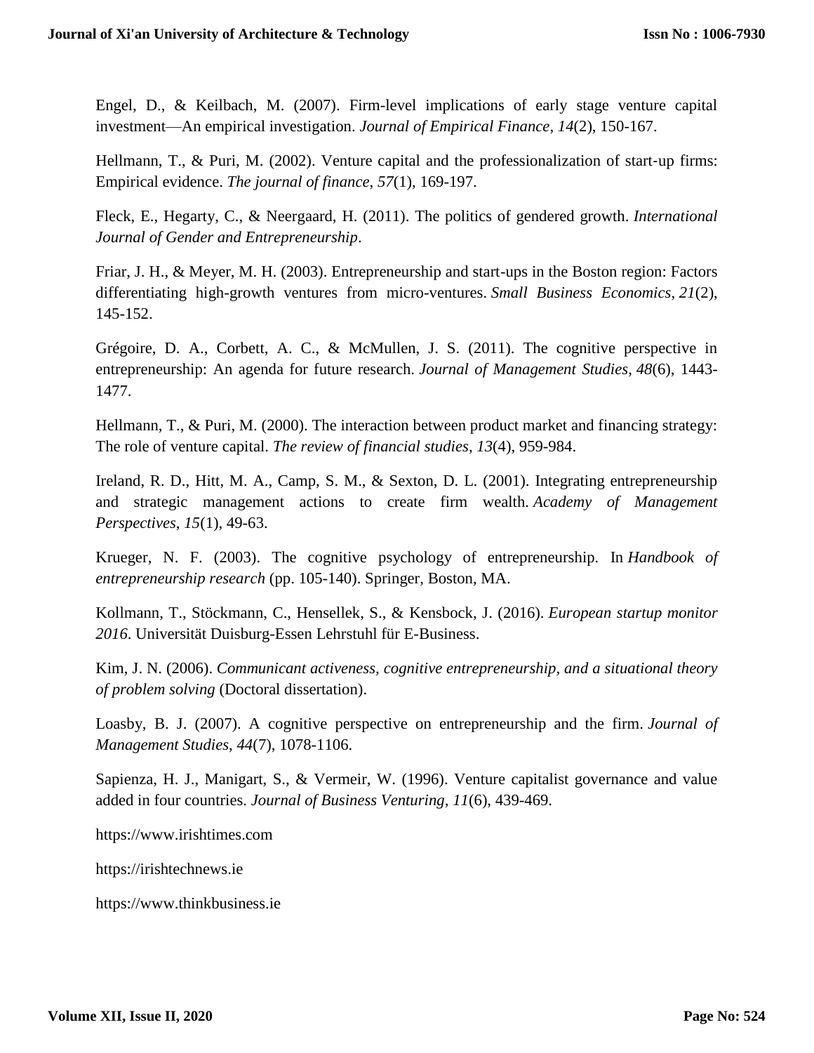Engel, D., & Keilbach, M. (2007). Firm-level implications of early stage venture capital investment—An empirical investigation. *Journal of Empirical Finance*, *14*(2), 150-167.

Hellmann, T., & Puri, M. (2002). Venture capital and the professionalization of start‐up firms: Empirical evidence. *The journal of finance*, *57*(1), 169-197.

Fleck, E., Hegarty, C., & Neergaard, H. (2011). The politics of gendered growth. *International Journal of Gender and Entrepreneurship*.

Friar, J. H., & Meyer, M. H. (2003). Entrepreneurship and start-ups in the Boston region: Factors differentiating high-growth ventures from micro-ventures. *Small Business Economics*, *21*(2), 145-152.

Grégoire, D. A., Corbett, A. C., & McMullen, J. S. (2011). The cognitive perspective in entrepreneurship: An agenda for future research. *Journal of Management Studies*, *48*(6), 1443-1477.

Hellmann, T., & Puri, M. (2000). The interaction between product market and financing strategy: The role of venture capital. *The review of financial studies*, *13*(4), 959-984.

Ireland, R. D., Hitt, M. A., Camp, S. M., & Sexton, D. L. (2001). Integrating entrepreneurship and strategic management actions to create firm wealth. *Academy of Management Perspectives*, *15*(1), 49-63.

Krueger, N. F. (2003). The cognitive psychology of entrepreneurship. In *Handbook of entrepreneurship research* (pp. 105-140). Springer, Boston, MA.

Kollmann, T., Stöckmann, C., Hensellek, S., & Kensbock, J. (2016). *European startup monitor 2016*. Universität Duisburg-Essen Lehrstuhl für E-Business.

Kim, J. N. (2006). *Communicant activeness, cognitive entrepreneurship, and a situational theory of problem solving* (Doctoral dissertation).

Loasby, B. J. (2007). A cognitive perspective on entrepreneurship and the firm. *Journal of Management Studies*, *44*(7), 1078-1106.

Sapienza, H. J., Manigart, S., & Vermeir, W. (1996). Venture capitalist governance and value added in four countries. *Journal of Business Venturing*, *11*(6), 439-469.

https://www.irishtimes.com

https://irishtechnews.ie

https://www.thinkbusiness.ie